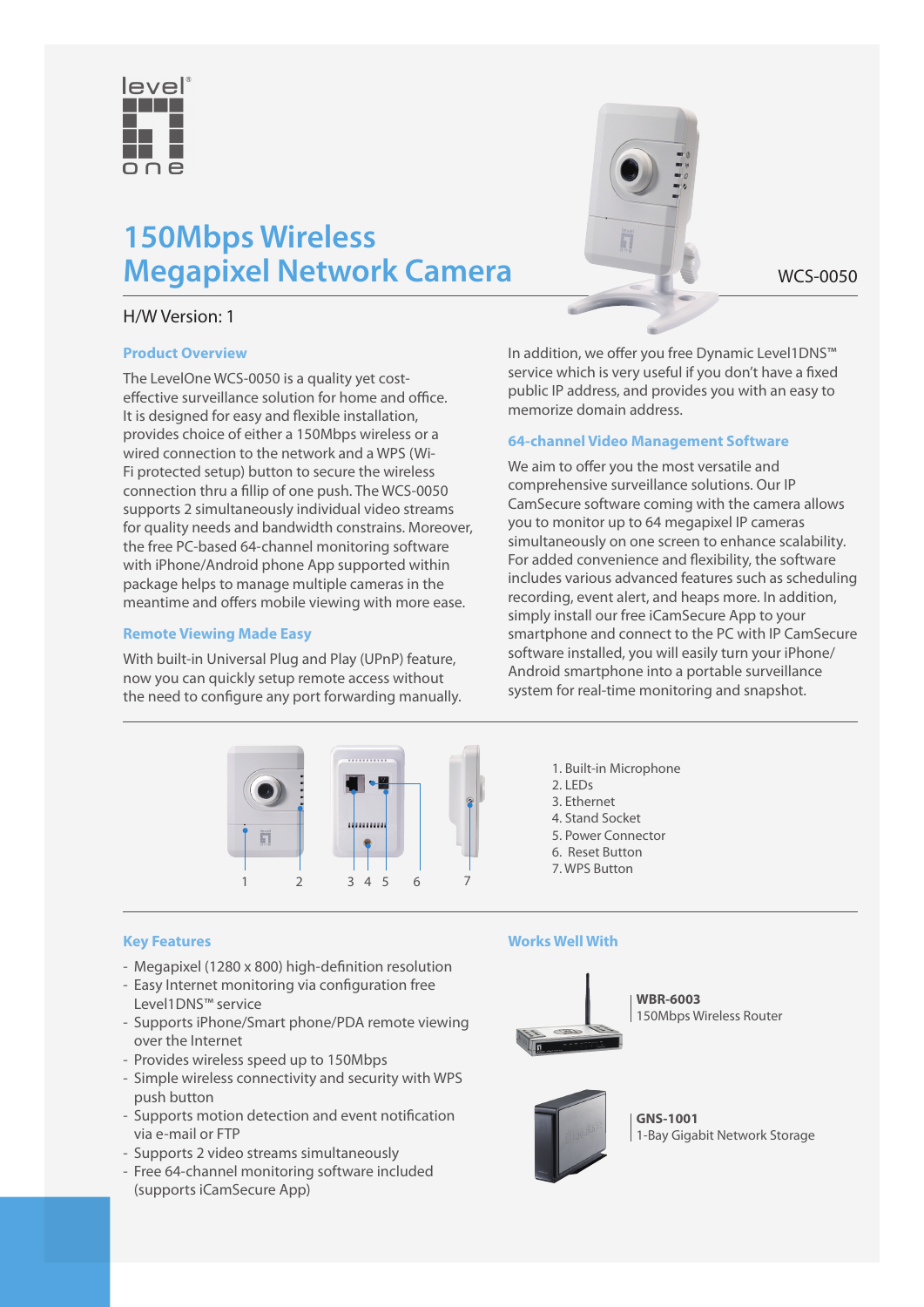level one

# 150Mbps Wireless Megapixel Network Camera

WCS-0050

H/W Version: 1

## Product Overview

The LevelOne WCS-0050 is a quality yet cost-effective surveillance solution for home and office. It is designed for easy and flexible installation, provides choice of either a 150Mbps wireless or a wired connection to the network and a WPS (Wi-Fi protected setup) button to secure the wireless connection thru a fillip of one push. The WCS-0050 supports 2 simultaneously individual video streams for quality needs and bandwidth constrains. Moreover, the free PC-based 64-channel monitoring software with iPhone/Android phone App supported within package helps to manage multiple cameras in the meantime and offers mobile viewing with more ease.

## Remote Viewing Made Easy

With built-in Universal Plug and Play (UPnP) feature, now you can quickly setup remote access without the need to configure any port forwarding manually.

In addition, we offer you free Dynamic Level1DNS™ service which is very useful if you don't have a fixed public IP address, and provides you with an easy to memorize domain address.

## 64-channel Video Management Software

We aim to offer you the most versatile and comprehensive surveillance solutions. Our IP CamSecure software coming with the camera allows you to monitor up to 64 megapixel IP cameras simultaneously on one screen to enhance scalability. For added convenience and flexibility, the software includes various advanced features such as scheduling recording, event alert, and heaps more. In addition, simply install our free iCamSecure App to your smartphone and connect to the PC with IP CamSecure software installed, you will easily turn your iPhone/ Android smartphone into a portable surveillance system for real-time monitoring and snapshot.

1. Built-in Microphone
2. LEDs
3. Ethernet
4. Stand Socket
5. Power Connector
6. Reset Button
7. WPS Button

## Key Features

- Megapixel (1280 x 800) high-definition resolution
- Easy Internet monitoring via configuration free Level1DNS™ service
- Supports iPhone/Smart phone/PDA remote viewing over the Internet
- Provides wireless speed up to 150Mbps
- Simple wireless connectivity and security with WPS push button
- Supports motion detection and event notification via e-mail or FTP
- Supports 2 video streams simultaneously
- Free 64-channel monitoring software included (supports iCamSecure App)

## Works Well With

**WBR-6003**
150Mbps Wireless Router

**GNS-1001**
1-Bay Gigabit Network Storage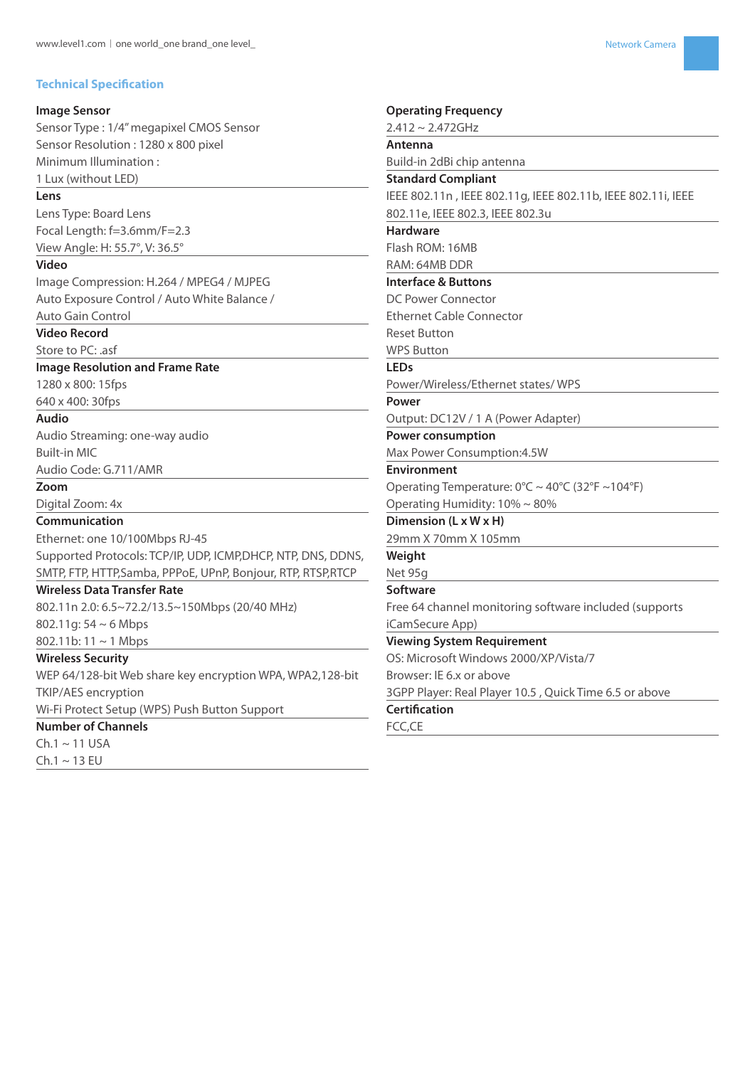## Technical Specification

**Image Sensor**
Sensor Type : 1/4" megapixel CMOS Sensor
Sensor Resolution : 1280 x 800 pixel
Minimum Illumination :
1 Lux (without LED)

**Lens**
Lens Type: Board Lens
Focal Length: f=3.6mm/F=2.3
View Angle: H: 55.7°, V: 36.5°

**Video**
Image Compression: H.264 / MPEG4 / MJPEG
Auto Exposure Control / Auto White Balance /
Auto Gain Control

**Video Record**
Store to PC: .asf

**Image Resolution and Frame Rate**
1280 x 800: 15fps
640 x 400: 30fps

**Audio**
Audio Streaming: one-way audio
Built-in MIC
Audio Code: G.711/AMR

**Zoom**
Digital Zoom: 4x

**Communication**
Ethernet: one 10/100Mbps RJ-45
Supported Protocols: TCP/IP, UDP, ICMP,DHCP, NTP, DNS, DDNS, SMTP, FTP, HTTP,Samba, PPPoE, UPnP, Bonjour, RTP, RTSP,RTCP

**Wireless Data Transfer Rate**
802.11n 2.0: 6.5~72.2/13.5~150Mbps (20/40 MHz)
802.11g: 54 ~ 6 Mbps
802.11b: 11 ~ 1 Mbps

**Wireless Security**
WEP 64/128-bit Web share key encryption WPA, WPA2,128-bit TKIP/AES encryption
Wi-Fi Protect Setup (WPS) Push Button Support

**Number of Channels**
Ch.1 ~ 11 USA
Ch.1 ~ 13 EU

**Operating Frequency**
2.412 ~ 2.472GHz

**Antenna**
Build-in 2dBi chip antenna

**Standard Compliant**
IEEE 802.11n , IEEE 802.11g, IEEE 802.11b, IEEE 802.11i, IEEE 802.11e, IEEE 802.3, IEEE 802.3u

**Hardware**
Flash ROM: 16MB
RAM: 64MB DDR

**Interface & Buttons**
DC Power Connector
Ethernet Cable Connector
Reset Button
WPS Button

**LEDs**
Power/Wireless/Ethernet states/ WPS

**Power**
Output: DC12V / 1 A (Power Adapter)

**Power consumption**
Max Power Consumption:4.5W

**Environment**
Operating Temperature: 0°C ~ 40°C (32°F ~104°F)
Operating Humidity: 10% ~ 80%

**Dimension (L x W x H)**
29mm X 70mm X 105mm

**Weight**
Net 95g

**Software**
Free 64 channel monitoring software included (supports iCamSecure App)

**Viewing System Requirement**
OS: Microsoft Windows 2000/XP/Vista/7
Browser: IE 6.x or above
3GPP Player: Real Player 10.5 , Quick Time 6.5 or above

**Certification**
FCC,CE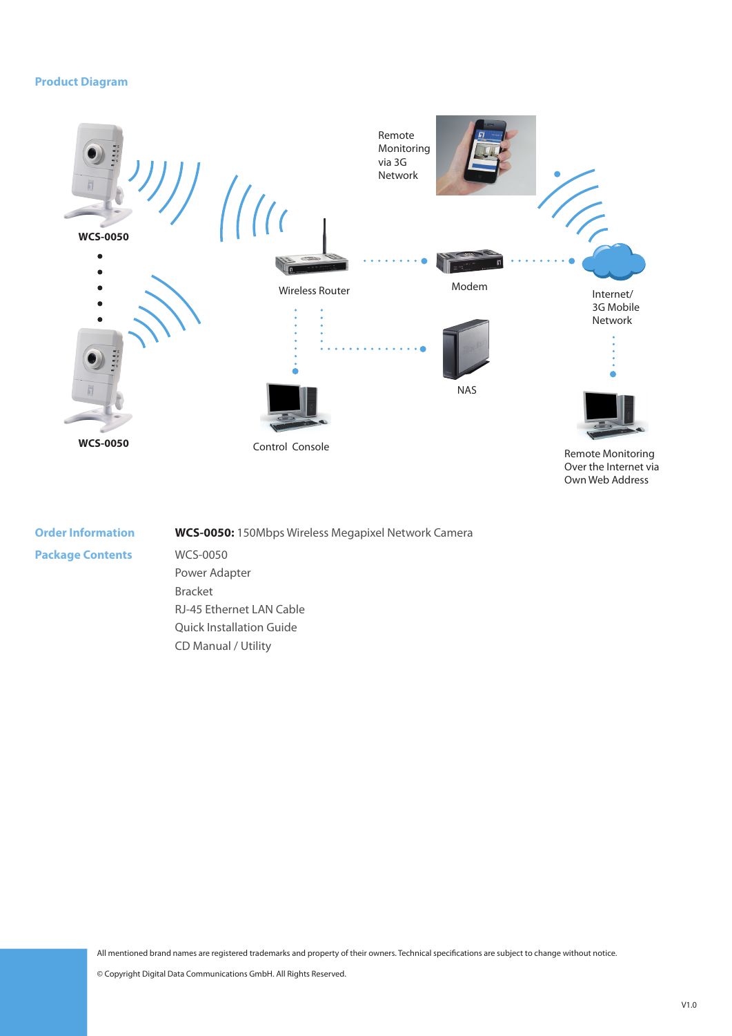## Product Diagram

WCS-0050

WCS-0050

Wireless Router

Control Console

Remote Monitoring via 3G Network

Modem

NAS

Internet/ 3G Mobile Network

Remote Monitoring Over the Internet via Own Web Address

## Order Information

**WCS-0050:** 150Mbps Wireless Megapixel Network Camera

## Package Contents

- WCS-0050
- Power Adapter
- Bracket
- RJ-45 Ethernet LAN Cable
- Quick Installation Guide
- CD Manual / Utility

All mentioned brand names are registered trademarks and property of their owners. Technical specifications are subject to change without notice.

© Copyright Digital Data Communications GmbH. All Rights Reserved.

V1.0